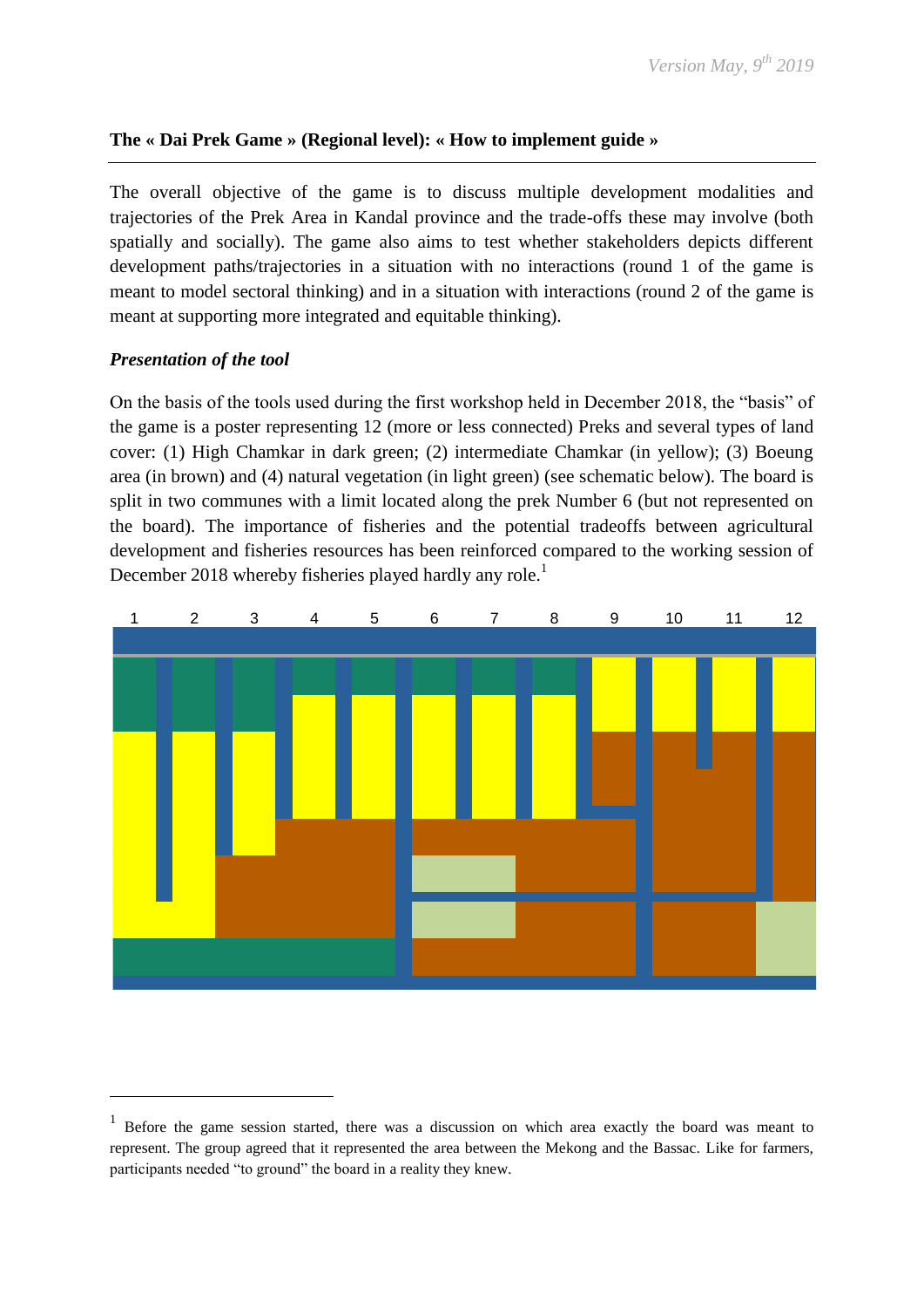**The « Dai Prek Game » (Regional level): « How to implement guide »**

The overall objective of the game is to discuss multiple development modalities and trajectories of the Prek Area in Kandal province and the trade-offs these may involve (both spatially and socially). The game also aims to test whether stakeholders depicts different development paths/trajectories in a situation with no interactions (round 1 of the game is meant to model sectoral thinking) and in a situation with interactions (round 2 of the game is meant at supporting more integrated and equitable thinking).

***Presentation of the tool***

On the basis of the tools used during the first workshop held in December 2018, the "basis" of the game is a poster representing 12 (more or less connected) Preks and several types of land cover: (1) High Chamkar in dark green; (2) intermediate Chamkar (in yellow); (3) Boeung area (in brown) and (4) natural vegetation (in light green) (see schematic below). The board is split in two communes with a limit located along the prek Number 6 (but not represented on the board). The importance of fisheries and the potential tradeoffs between agricultural development and fisheries resources has been reinforced compared to the working session of December 2018 whereby fisheries played hardly any role.[1]

1 2 3 4 5 6 7 8 9 10 11 12

[1] Before the game session started, there was a discussion on which area exactly the board was meant to represent. The group agreed that it represented the area between the Mekong and the Bassac. Like for farmers, participants needed "to ground" the board in a reality they knew.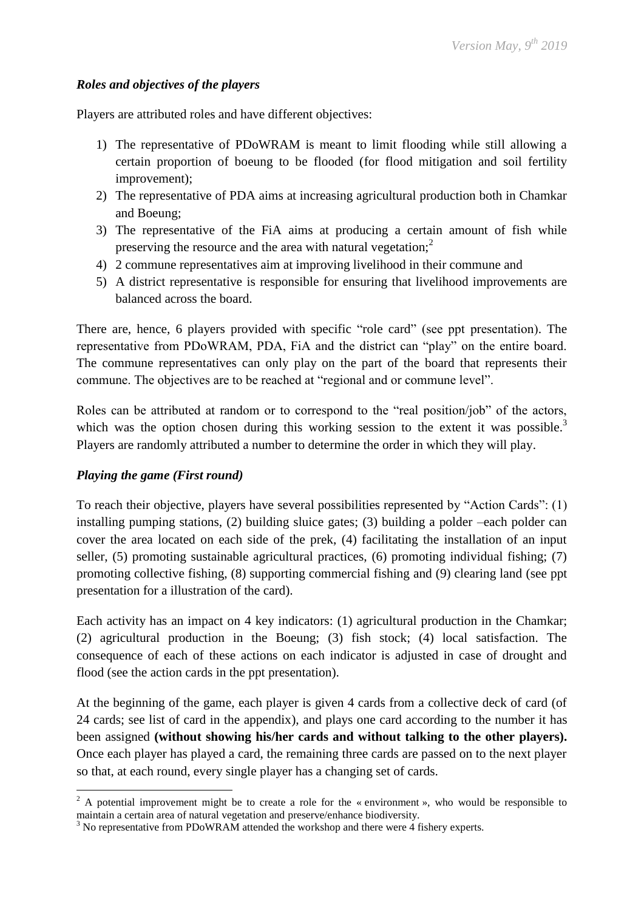### *Roles and objectives of the players*

Players are attributed roles and have different objectives:

1) The representative of PDoWRAM is meant to limit flooding while still allowing a certain proportion of boeung to be flooded (for flood mitigation and soil fertility improvement);
2) The representative of PDA aims at increasing agricultural production both in Chamkar and Boeung;
3) The representative of the FiA aims at producing a certain amount of fish while preserving the resource and the area with natural vegetation;[2]
4) 2 commune representatives aim at improving livelihood in their commune and
5) A district representative is responsible for ensuring that livelihood improvements are balanced across the board.

There are, hence, 6 players provided with specific "role card" (see ppt presentation). The representative from PDoWRAM, PDA, FiA and the district can "play" on the entire board. The commune representatives can only play on the part of the board that represents their commune. The objectives are to be reached at "regional and or commune level".

Roles can be attributed at random or to correspond to the "real position/job" of the actors, which was the option chosen during this working session to the extent it was possible.[3] Players are randomly attributed a number to determine the order in which they will play.

### *Playing the game (First round)*

To reach their objective, players have several possibilities represented by "Action Cards": (1) installing pumping stations, (2) building sluice gates; (3) building a polder –each polder can cover the area located on each side of the prek, (4) facilitating the installation of an input seller, (5) promoting sustainable agricultural practices, (6) promoting individual fishing; (7) promoting collective fishing, (8) supporting commercial fishing and (9) clearing land (see ppt presentation for a illustration of the card).

Each activity has an impact on 4 key indicators: (1) agricultural production in the Chamkar; (2) agricultural production in the Boeung; (3) fish stock; (4) local satisfaction. The consequence of each of these actions on each indicator is adjusted in case of drought and flood (see the action cards in the ppt presentation).

At the beginning of the game, each player is given 4 cards from a collective deck of card (of 24 cards; see list of card in the appendix), and plays one card according to the number it has been assigned **(without showing his/her cards and without talking to the other players).** Once each player has played a card, the remaining three cards are passed on to the next player so that, at each round, every single player has a changing set of cards.

---

[2] A potential improvement might be to create a role for the « environment », who would be responsible to maintain a certain area of natural vegetation and preserve/enhance biodiversity.

[3] No representative from PDoWRAM attended the workshop and there were 4 fishery experts.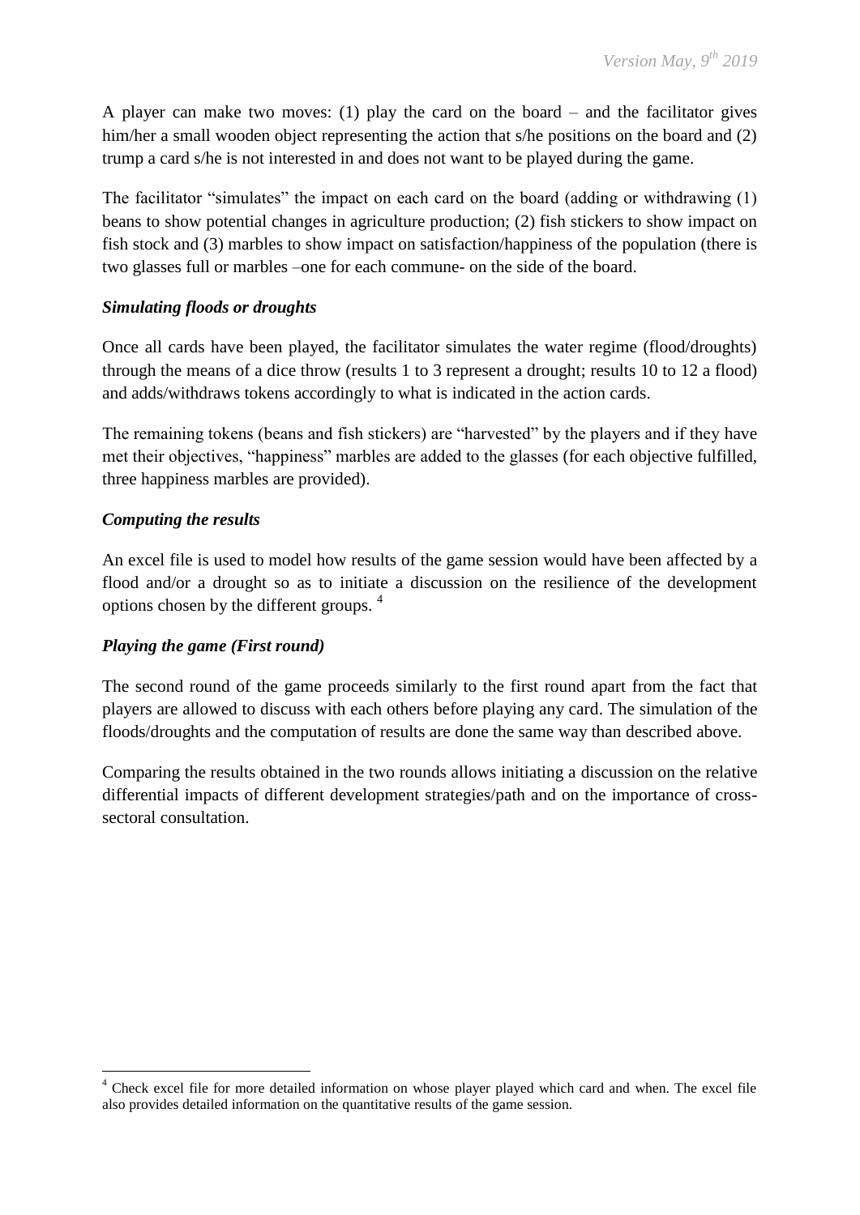A player can make two moves: (1) play the card on the board – and the facilitator gives him/her a small wooden object representing the action that s/he positions on the board and (2) trump a card s/he is not interested in and does not want to be played during the game.

The facilitator "simulates" the impact on each card on the board (adding or withdrawing (1) beans to show potential changes in agriculture production; (2) fish stickers to show impact on fish stock and (3) marbles to show impact on satisfaction/happiness of the population (there is two glasses full or marbles –one for each commune- on the side of the board.

### *Simulating floods or droughts*

Once all cards have been played, the facilitator simulates the water regime (flood/droughts) through the means of a dice throw (results 1 to 3 represent a drought; results 10 to 12 a flood) and adds/withdraws tokens accordingly to what is indicated in the action cards.

The remaining tokens (beans and fish stickers) are "harvested" by the players and if they have met their objectives, "happiness" marbles are added to the glasses (for each objective fulfilled, three happiness marbles are provided).

### *Computing the results*

An excel file is used to model how results of the game session would have been affected by a flood and/or a drought so as to initiate a discussion on the resilience of the development options chosen by the different groups. [4]

### *Playing the game (First round)*

The second round of the game proceeds similarly to the first round apart from the fact that players are allowed to discuss with each others before playing any card. The simulation of the floods/droughts and the computation of results are done the same way than described above.

Comparing the results obtained in the two rounds allows initiating a discussion on the relative differential impacts of different development strategies/path and on the importance of cross-sectoral consultation.

---

[4] Check excel file for more detailed information on whose player played which card and when. The excel file also provides detailed information on the quantitative results of the game session.